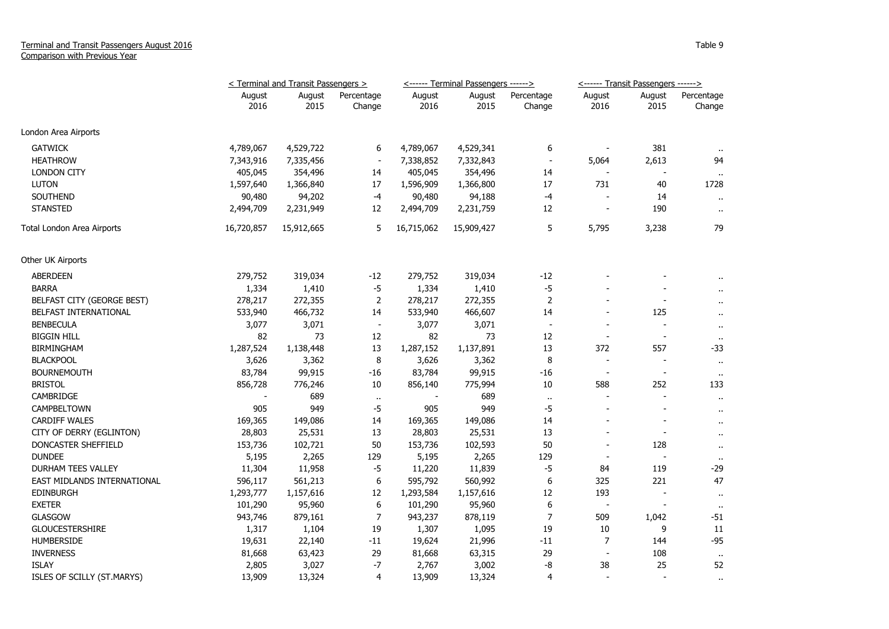Terminal and Transit Passengers August 2016
Comparison with Previous Year

Table 9

| | < Terminal and Transit Passengers > | | | <------ Terminal Passengers ------> | | | <------ Transit Passengers ------> | | |
|---|---|---|---|---|---|---|---|---|---|
| | August 2016 | August 2015 | Percentage Change | August 2016 | August 2015 | Percentage Change | August 2016 | August 2015 | Percentage Change |
| London Area Airports | | | | | | | | | |
| GATWICK | 4,789,067 | 4,529,722 | 6 | 4,789,067 | 4,529,341 | 6 | - | 381 | .. |
| HEATHROW | 7,343,916 | 7,335,456 | - | 7,338,852 | 7,332,843 | - | 5,064 | 2,613 | 94 |
| LONDON CITY | 405,045 | 354,496 | 14 | 405,045 | 354,496 | 14 | - | - | .. |
| LUTON | 1,597,640 | 1,366,840 | 17 | 1,596,909 | 1,366,800 | 17 | 731 | 40 | 1728 |
| SOUTHEND | 90,480 | 94,202 | -4 | 90,480 | 94,188 | -4 | - | 14 | .. |
| STANSTED | 2,494,709 | 2,231,949 | 12 | 2,494,709 | 2,231,759 | 12 | - | 190 | .. |
| Total London Area Airports | 16,720,857 | 15,912,665 | 5 | 16,715,062 | 15,909,427 | 5 | 5,795 | 3,238 | 79 |
| Other UK Airports | | | | | | | | | |
| ABERDEEN | 279,752 | 319,034 | -12 | 279,752 | 319,034 | -12 | - | - | .. |
| BARRA | 1,334 | 1,410 | -5 | 1,334 | 1,410 | -5 | - | - | .. |
| BELFAST CITY (GEORGE BEST) | 278,217 | 272,355 | 2 | 278,217 | 272,355 | 2 | - | - | .. |
| BELFAST INTERNATIONAL | 533,940 | 466,732 | 14 | 533,940 | 466,607 | 14 | - | 125 | .. |
| BENBECULA | 3,077 | 3,071 | - | 3,077 | 3,071 | - | - | - | .. |
| BIGGIN HILL | 82 | 73 | 12 | 82 | 73 | 12 | - | - | .. |
| BIRMINGHAM | 1,287,524 | 1,138,448 | 13 | 1,287,152 | 1,137,891 | 13 | 372 | 557 | -33 |
| BLACKPOOL | 3,626 | 3,362 | 8 | 3,626 | 3,362 | 8 | - | - | .. |
| BOURNEMOUTH | 83,784 | 99,915 | -16 | 83,784 | 99,915 | -16 | - | - | .. |
| BRISTOL | 856,728 | 776,246 | 10 | 856,140 | 775,994 | 10 | 588 | 252 | 133 |
| CAMBRIDGE | - | 689 | .. | - | 689 | .. | - | - | .. |
| CAMPBELTOWN | 905 | 949 | -5 | 905 | 949 | -5 | - | - | .. |
| CARDIFF WALES | 169,365 | 149,086 | 14 | 169,365 | 149,086 | 14 | - | - | .. |
| CITY OF DERRY (EGLINTON) | 28,803 | 25,531 | 13 | 28,803 | 25,531 | 13 | - | - | .. |
| DONCASTER SHEFFIELD | 153,736 | 102,721 | 50 | 153,736 | 102,593 | 50 | - | 128 | .. |
| DUNDEE | 5,195 | 2,265 | 129 | 5,195 | 2,265 | 129 | - | - | .. |
| DURHAM TEES VALLEY | 11,304 | 11,958 | -5 | 11,220 | 11,839 | -5 | 84 | 119 | -29 |
| EAST MIDLANDS INTERNATIONAL | 596,117 | 561,213 | 6 | 595,792 | 560,992 | 6 | 325 | 221 | 47 |
| EDINBURGH | 1,293,777 | 1,157,616 | 12 | 1,293,584 | 1,157,616 | 12 | 193 | - | .. |
| EXETER | 101,290 | 95,960 | 6 | 101,290 | 95,960 | 6 | - | - | .. |
| GLASGOW | 943,746 | 879,161 | 7 | 943,237 | 878,119 | 7 | 509 | 1,042 | -51 |
| GLOUCESTERSHIRE | 1,317 | 1,104 | 19 | 1,307 | 1,095 | 19 | 10 | 9 | 11 |
| HUMBERSIDE | 19,631 | 22,140 | -11 | 19,624 | 21,996 | -11 | 7 | 144 | -95 |
| INVERNESS | 81,668 | 63,423 | 29 | 81,668 | 63,315 | 29 | - | 108 | .. |
| ISLAY | 2,805 | 3,027 | -7 | 2,767 | 3,002 | -8 | 38 | 25 | 52 |
| ISLES OF SCILLY (ST.MARYS) | 13,909 | 13,324 | 4 | 13,909 | 13,324 | 4 | - | - | .. |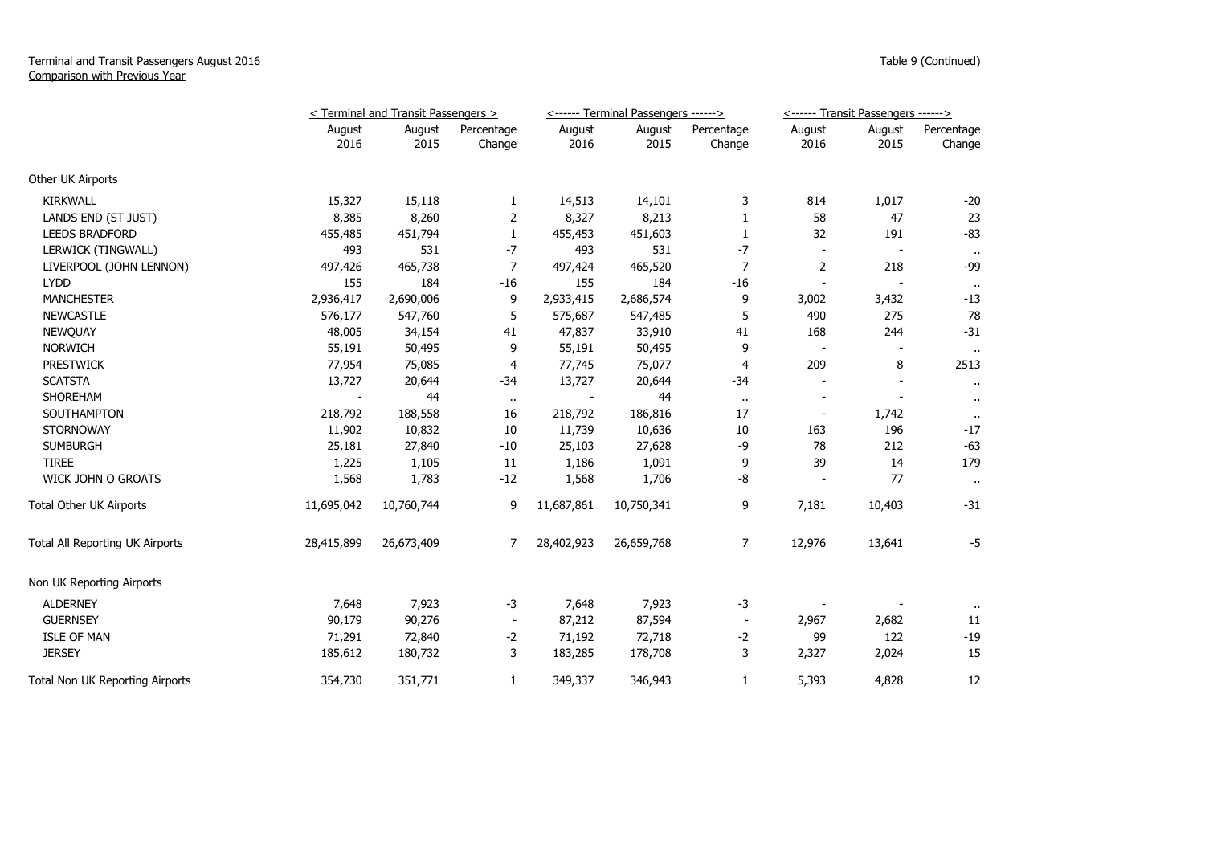Terminal and Transit Passengers August 2016
Comparison with Previous Year

Table 9 (Continued)

| | < Terminal and Transit Passengers > | | | <------ Terminal Passengers ------> | | | <------ Transit Passengers ------> | | |
|---|---|---|---|---|---|---|---|---|---|
| | August 2016 | August 2015 | Percentage Change | August 2016 | August 2015 | Percentage Change | August 2016 | August 2015 | Percentage Change |
| Other UK Airports | | | | | | | | | |
| KIRKWALL | 15,327 | 15,118 | 1 | 14,513 | 14,101 | 3 | 814 | 1,017 | -20 |
| LANDS END (ST JUST) | 8,385 | 8,260 | 2 | 8,327 | 8,213 | 1 | 58 | 47 | 23 |
| LEEDS BRADFORD | 455,485 | 451,794 | 1 | 455,453 | 451,603 | 1 | 32 | 191 | -83 |
| LERWICK (TINGWALL) | 493 | 531 | -7 | 493 | 531 | -7 | - | - | .. |
| LIVERPOOL (JOHN LENNON) | 497,426 | 465,738 | 7 | 497,424 | 465,520 | 7 | 2 | 218 | -99 |
| LYDD | 155 | 184 | -16 | 155 | 184 | -16 | - | - | .. |
| MANCHESTER | 2,936,417 | 2,690,006 | 9 | 2,933,415 | 2,686,574 | 9 | 3,002 | 3,432 | -13 |
| NEWCASTLE | 576,177 | 547,760 | 5 | 575,687 | 547,485 | 5 | 490 | 275 | 78 |
| NEWQUAY | 48,005 | 34,154 | 41 | 47,837 | 33,910 | 41 | 168 | 244 | -31 |
| NORWICH | 55,191 | 50,495 | 9 | 55,191 | 50,495 | 9 | - | - | .. |
| PRESTWICK | 77,954 | 75,085 | 4 | 77,745 | 75,077 | 4 | 209 | 8 | 2513 |
| SCATSTA | 13,727 | 20,644 | -34 | 13,727 | 20,644 | -34 | - | - | .. |
| SHOREHAM | - | 44 | .. | - | 44 | .. | - | - | .. |
| SOUTHAMPTON | 218,792 | 188,558 | 16 | 218,792 | 186,816 | 17 | - | 1,742 | .. |
| STORNOWAY | 11,902 | 10,832 | 10 | 11,739 | 10,636 | 10 | 163 | 196 | -17 |
| SUMBURGH | 25,181 | 27,840 | -10 | 25,103 | 27,628 | -9 | 78 | 212 | -63 |
| TIREE | 1,225 | 1,105 | 11 | 1,186 | 1,091 | 9 | 39 | 14 | 179 |
| WICK JOHN O GROATS | 1,568 | 1,783 | -12 | 1,568 | 1,706 | -8 | - | 77 | .. |
| Total Other UK Airports | 11,695,042 | 10,760,744 | 9 | 11,687,861 | 10,750,341 | 9 | 7,181 | 10,403 | -31 |
| Total All Reporting UK Airports | 28,415,899 | 26,673,409 | 7 | 28,402,923 | 26,659,768 | 7 | 12,976 | 13,641 | -5 |
| Non UK Reporting Airports | | | | | | | | | |
| ALDERNEY | 7,648 | 7,923 | -3 | 7,648 | 7,923 | -3 | - | - | .. |
| GUERNSEY | 90,179 | 90,276 | - | 87,212 | 87,594 | - | 2,967 | 2,682 | 11 |
| ISLE OF MAN | 71,291 | 72,840 | -2 | 71,192 | 72,718 | -2 | 99 | 122 | -19 |
| JERSEY | 185,612 | 180,732 | 3 | 183,285 | 178,708 | 3 | 2,327 | 2,024 | 15 |
| Total Non UK Reporting Airports | 354,730 | 351,771 | 1 | 349,337 | 346,943 | 1 | 5,393 | 4,828 | 12 |